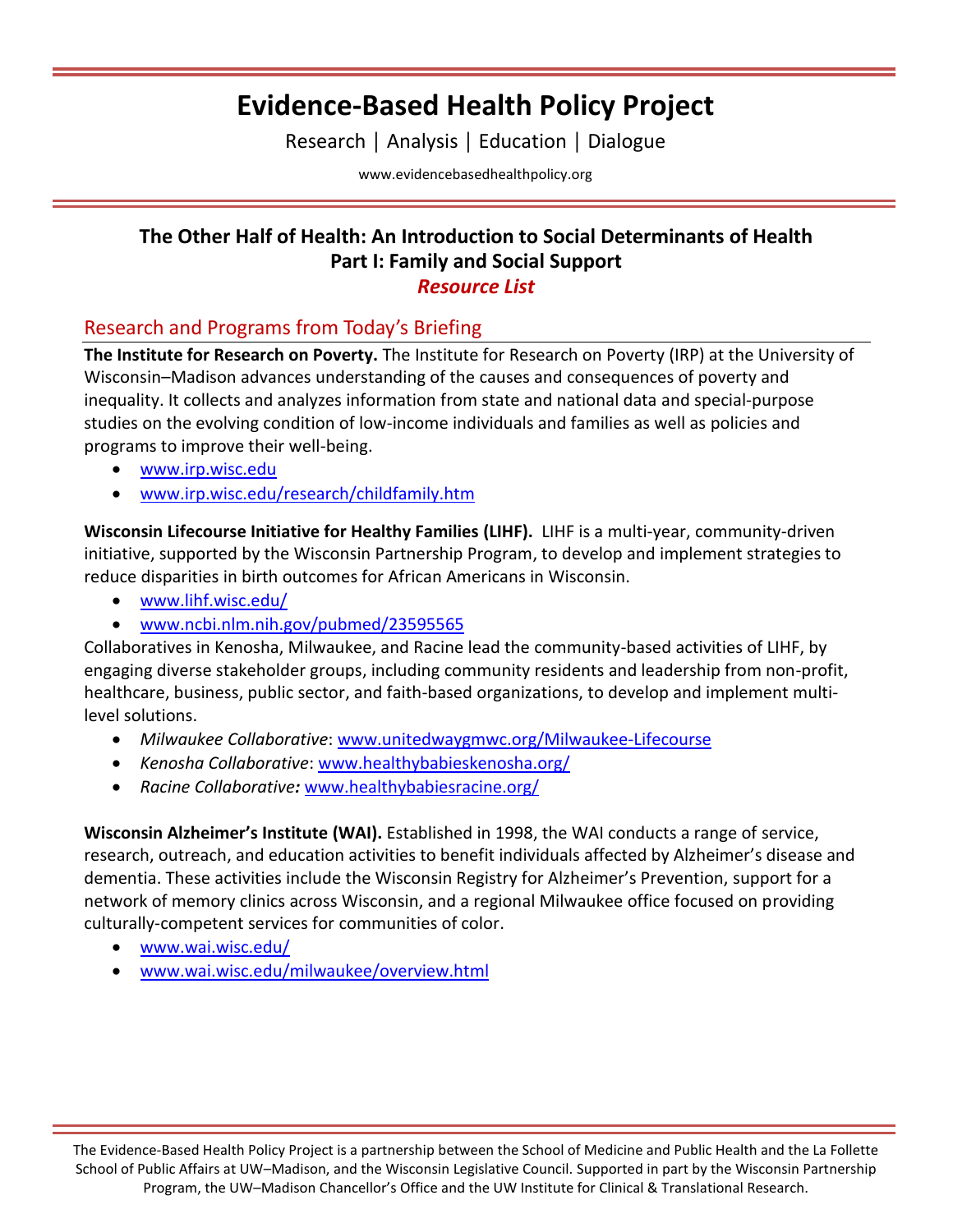# Evidence-Based Health Policy Project

Research | Analysis | Education | Dialogue

www.evidencebasedhealthpolicy.org

## The Other Half of Health: An Introduction to Social Determinants of Health
## Part I: Family and Social Support
### *Resource List*

## Research and Programs from Today's Briefing

**The Institute for Research on Poverty.** The Institute for Research on Poverty (IRP) at the University of Wisconsin–Madison advances understanding of the causes and consequences of poverty and inequality. It collects and analyzes information from state and national data and special-purpose studies on the evolving condition of low-income individuals and families as well as policies and programs to improve their well-being.

- www.irp.wisc.edu
- www.irp.wisc.edu/research/childfamily.htm

**Wisconsin Lifecourse Initiative for Healthy Families (LIHF).** LIHF is a multi-year, community-driven initiative, supported by the Wisconsin Partnership Program, to develop and implement strategies to reduce disparities in birth outcomes for African Americans in Wisconsin.

- www.lihf.wisc.edu/
- www.ncbi.nlm.nih.gov/pubmed/23595565

Collaboratives in Kenosha, Milwaukee, and Racine lead the community-based activities of LIHF, by engaging diverse stakeholder groups, including community residents and leadership from non-profit, healthcare, business, public sector, and faith-based organizations, to develop and implement multi-level solutions.

- *Milwaukee Collaborative*: www.unitedwaygmwc.org/Milwaukee-Lifecourse
- *Kenosha Collaborative*: www.healthybabieskenosha.org/
- *Racine Collaborative:* www.healthybabiesracine.org/

**Wisconsin Alzheimer's Institute (WAI).** Established in 1998, the WAI conducts a range of service, research, outreach, and education activities to benefit individuals affected by Alzheimer's disease and dementia. These activities include the Wisconsin Registry for Alzheimer's Prevention, support for a network of memory clinics across Wisconsin, and a regional Milwaukee office focused on providing culturally-competent services for communities of color.

- www.wai.wisc.edu/
- www.wai.wisc.edu/milwaukee/overview.html

The Evidence-Based Health Policy Project is a partnership between the School of Medicine and Public Health and the La Follette School of Public Affairs at UW–Madison, and the Wisconsin Legislative Council. Supported in part by the Wisconsin Partnership Program, the UW–Madison Chancellor's Office and the UW Institute for Clinical & Translational Research.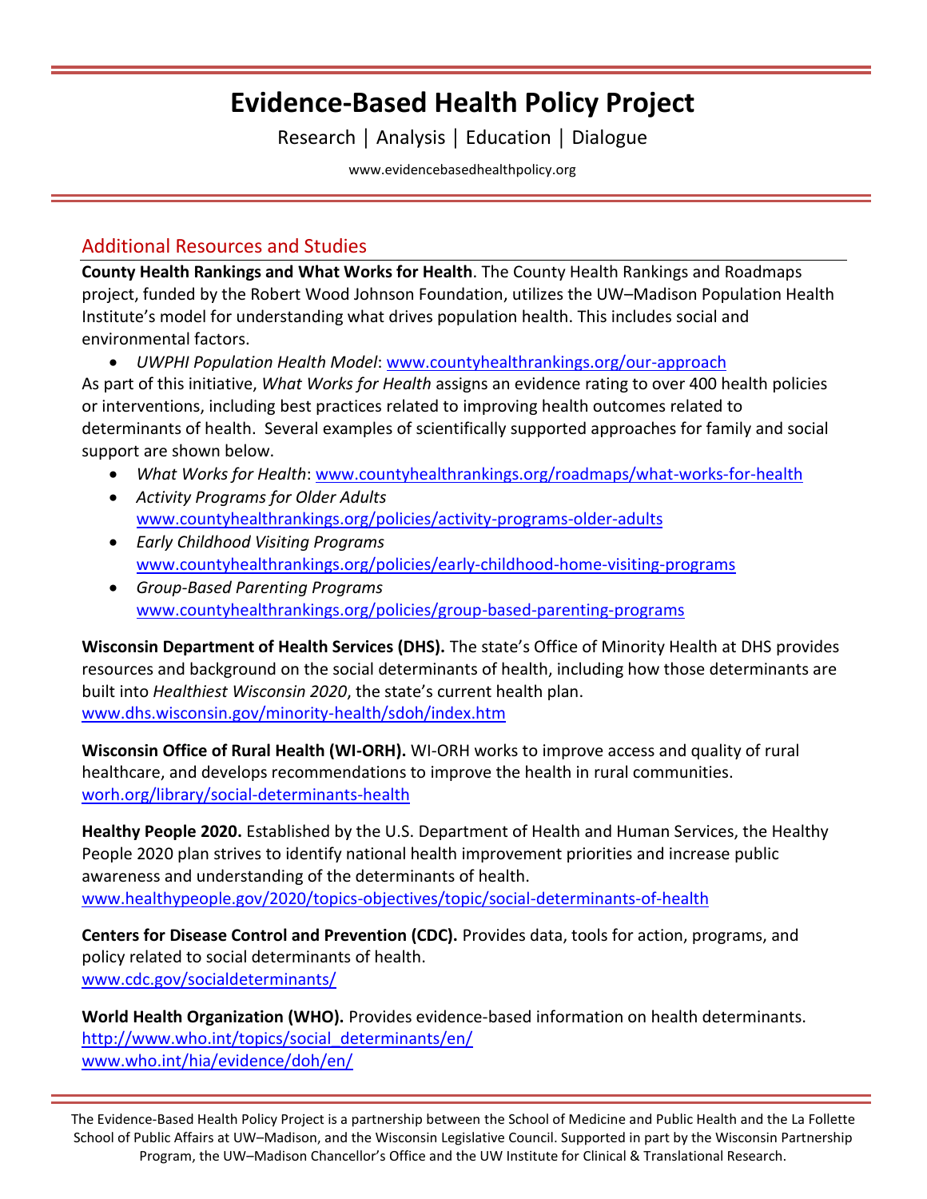# Evidence-Based Health Policy Project

Research | Analysis | Education | Dialogue

www.evidencebasedhealthpolicy.org

## Additional Resources and Studies

**County Health Rankings and What Works for Health**. The County Health Rankings and Roadmaps project, funded by the Robert Wood Johnson Foundation, utilizes the UW–Madison Population Health Institute's model for understanding what drives population health. This includes social and environmental factors.

- *UWPHI Population Health Model*: www.countyhealthrankings.org/our-approach

As part of this initiative, *What Works for Health* assigns an evidence rating to over 400 health policies or interventions, including best practices related to improving health outcomes related to determinants of health. Several examples of scientifically supported approaches for family and social support are shown below.

- *What Works for Health*: www.countyhealthrankings.org/roadmaps/what-works-for-health
- *Activity Programs for Older Adults* www.countyhealthrankings.org/policies/activity-programs-older-adults
- *Early Childhood Visiting Programs* www.countyhealthrankings.org/policies/early-childhood-home-visiting-programs
- *Group-Based Parenting Programs* www.countyhealthrankings.org/policies/group-based-parenting-programs

**Wisconsin Department of Health Services (DHS).** The state's Office of Minority Health at DHS provides resources and background on the social determinants of health, including how those determinants are built into *Healthiest Wisconsin 2020*, the state's current health plan.
www.dhs.wisconsin.gov/minority-health/sdoh/index.htm

**Wisconsin Office of Rural Health (WI-ORH).** WI-ORH works to improve access and quality of rural healthcare, and develops recommendations to improve the health in rural communities.
worh.org/library/social-determinants-health

**Healthy People 2020.** Established by the U.S. Department of Health and Human Services, the Healthy People 2020 plan strives to identify national health improvement priorities and increase public awareness and understanding of the determinants of health.
www.healthypeople.gov/2020/topics-objectives/topic/social-determinants-of-health

**Centers for Disease Control and Prevention (CDC).** Provides data, tools for action, programs, and policy related to social determinants of health.
www.cdc.gov/socialdeterminants/

**World Health Organization (WHO).** Provides evidence-based information on health determinants.
http://www.who.int/topics/social_determinants/en/
www.who.int/hia/evidence/doh/en/

The Evidence-Based Health Policy Project is a partnership between the School of Medicine and Public Health and the La Follette School of Public Affairs at UW–Madison, and the Wisconsin Legislative Council. Supported in part by the Wisconsin Partnership Program, the UW–Madison Chancellor's Office and the UW Institute for Clinical & Translational Research.